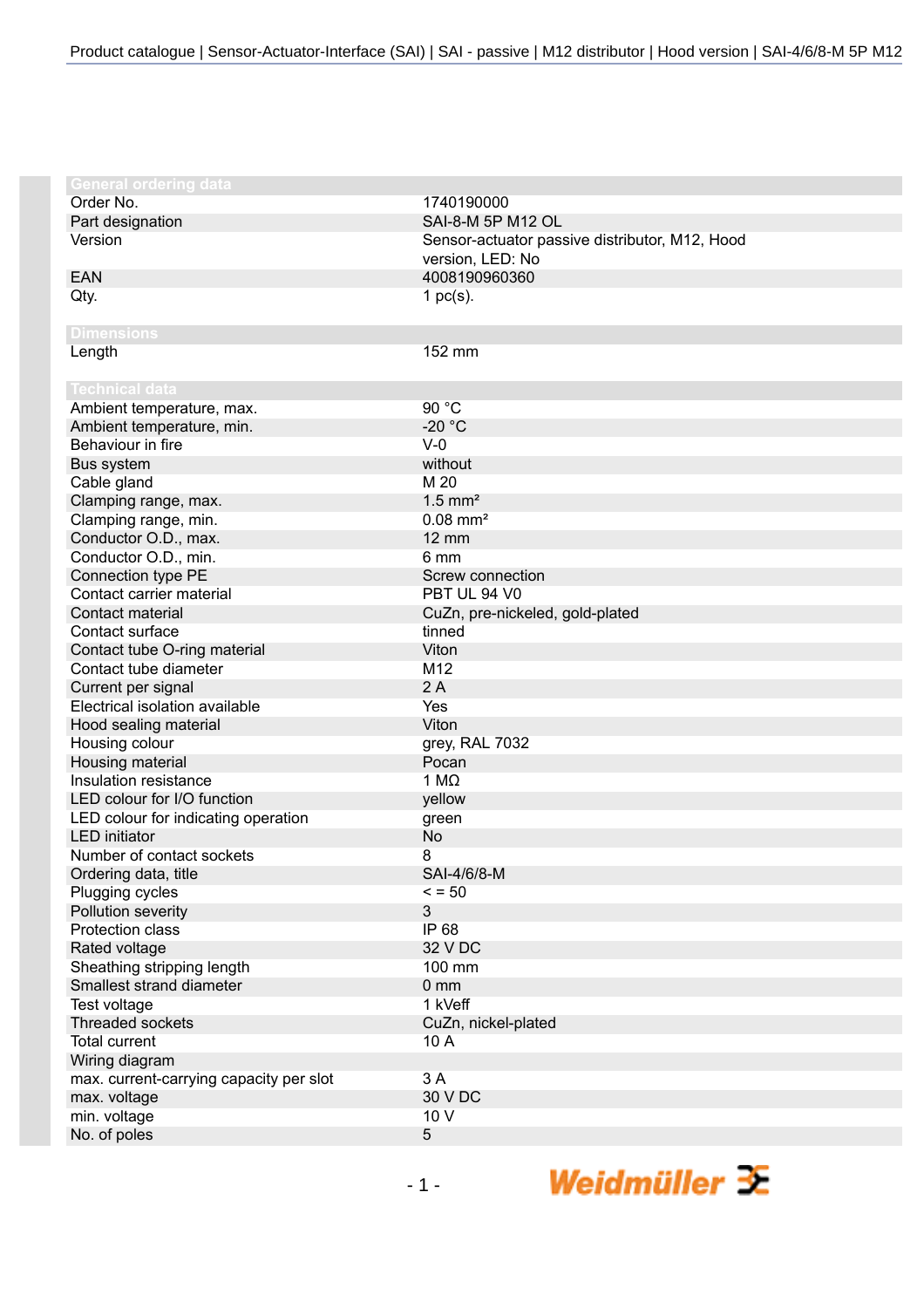Product catalogue | Sensor-Actuator-Interface (SAI) | SAI - passive | M12 distributor | Hood version | SAI-4/6/8-M 5P M12

## General ordering data

| | |
|---|---|
| Order No. | 1740190000 |
| Part designation | SAI-8-M 5P M12 OL |
| Version | Sensor-actuator passive distributor, M12, Hood version, LED: No |
| EAN | 4008190960360 |
| Qty. | 1 pc(s). |

## Dimensions

| | |
|---|---|
| Length | 152 mm |

## Technical data

| | |
|---|---|
| Ambient temperature, max. | 90 °C |
| Ambient temperature, min. | -20 °C |
| Behaviour in fire | V-0 |
| Bus system | without |
| Cable gland | M 20 |
| Clamping range, max. | 1.5 mm² |
| Clamping range, min. | 0.08 mm² |
| Conductor O.D., max. | 12 mm |
| Conductor O.D., min. | 6 mm |
| Connection type PE | Screw connection |
| Contact carrier material | PBT UL 94 V0 |
| Contact material | CuZn, pre-nickeled, gold-plated |
| Contact surface | tinned |
| Contact tube O-ring material | Viton |
| Contact tube diameter | M12 |
| Current per signal | 2 A |
| Electrical isolation available | Yes |
| Hood sealing material | Viton |
| Housing colour | grey, RAL 7032 |
| Housing material | Pocan |
| Insulation resistance | 1 MΩ |
| LED colour for I/O function | yellow |
| LED colour for indicating operation | green |
| LED initiator | No |
| Number of contact sockets | 8 |
| Ordering data, title | SAI-4/6/8-M |
| Plugging cycles | < = 50 |
| Pollution severity | 3 |
| Protection class | IP 68 |
| Rated voltage | 32 V DC |
| Sheathing stripping length | 100 mm |
| Smallest strand diameter | 0 mm |
| Test voltage | 1 kVeff |
| Threaded sockets | CuZn, nickel-plated |
| Total current | 10 A |
| Wiring diagram | |
| max. current-carrying capacity per slot | 3 A |
| max. voltage | 30 V DC |
| min. voltage | 10 V |
| No. of poles | 5 |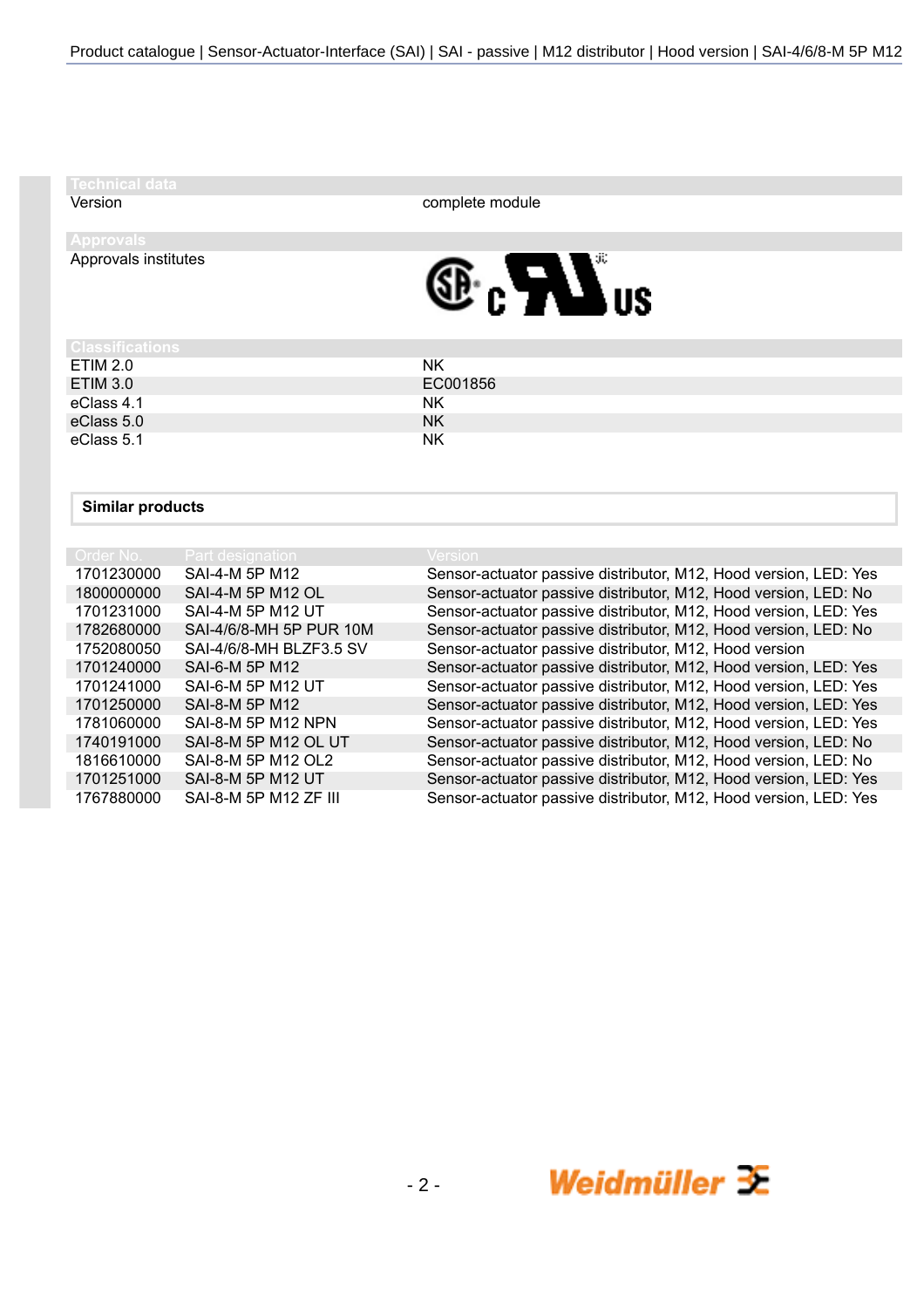## Technical data

| | |
|---|---|
| Version | complete module |

## Approvals

| | |
|---|---|
| Approvals institutes | |

## Classifications

| | |
|---|---|
| ETIM 2.0 | NK |
| ETIM 3.0 | EC001856 |
| eClass 4.1 | NK |
| eClass 5.0 | NK |
| eClass 5.1 | NK |

## Similar products

| Order No. | Part designation | Version |
|---|---|---|
| 1701230000 | SAI-4-M 5P M12 | Sensor-actuator passive distributor, M12, Hood version, LED: Yes |
| 1800000000 | SAI-4-M 5P M12 OL | Sensor-actuator passive distributor, M12, Hood version, LED: No |
| 1701231000 | SAI-4-M 5P M12 UT | Sensor-actuator passive distributor, M12, Hood version, LED: Yes |
| 1782680000 | SAI-4/6/8-MH 5P PUR 10M | Sensor-actuator passive distributor, M12, Hood version, LED: No |
| 1752080050 | SAI-4/6/8-MH BLZF3.5 SV | Sensor-actuator passive distributor, M12, Hood version |
| 1701240000 | SAI-6-M 5P M12 | Sensor-actuator passive distributor, M12, Hood version, LED: Yes |
| 1701241000 | SAI-6-M 5P M12 UT | Sensor-actuator passive distributor, M12, Hood version, LED: Yes |
| 1701250000 | SAI-8-M 5P M12 | Sensor-actuator passive distributor, M12, Hood version, LED: Yes |
| 1781060000 | SAI-8-M 5P M12 NPN | Sensor-actuator passive distributor, M12, Hood version, LED: Yes |
| 1740191000 | SAI-8-M 5P M12 OL UT | Sensor-actuator passive distributor, M12, Hood version, LED: No |
| 1816610000 | SAI-8-M 5P M12 OL2 | Sensor-actuator passive distributor, M12, Hood version, LED: No |
| 1701251000 | SAI-8-M 5P M12 UT | Sensor-actuator passive distributor, M12, Hood version, LED: Yes |
| 1767880000 | SAI-8-M 5P M12 ZF III | Sensor-actuator passive distributor, M12, Hood version, LED: Yes |